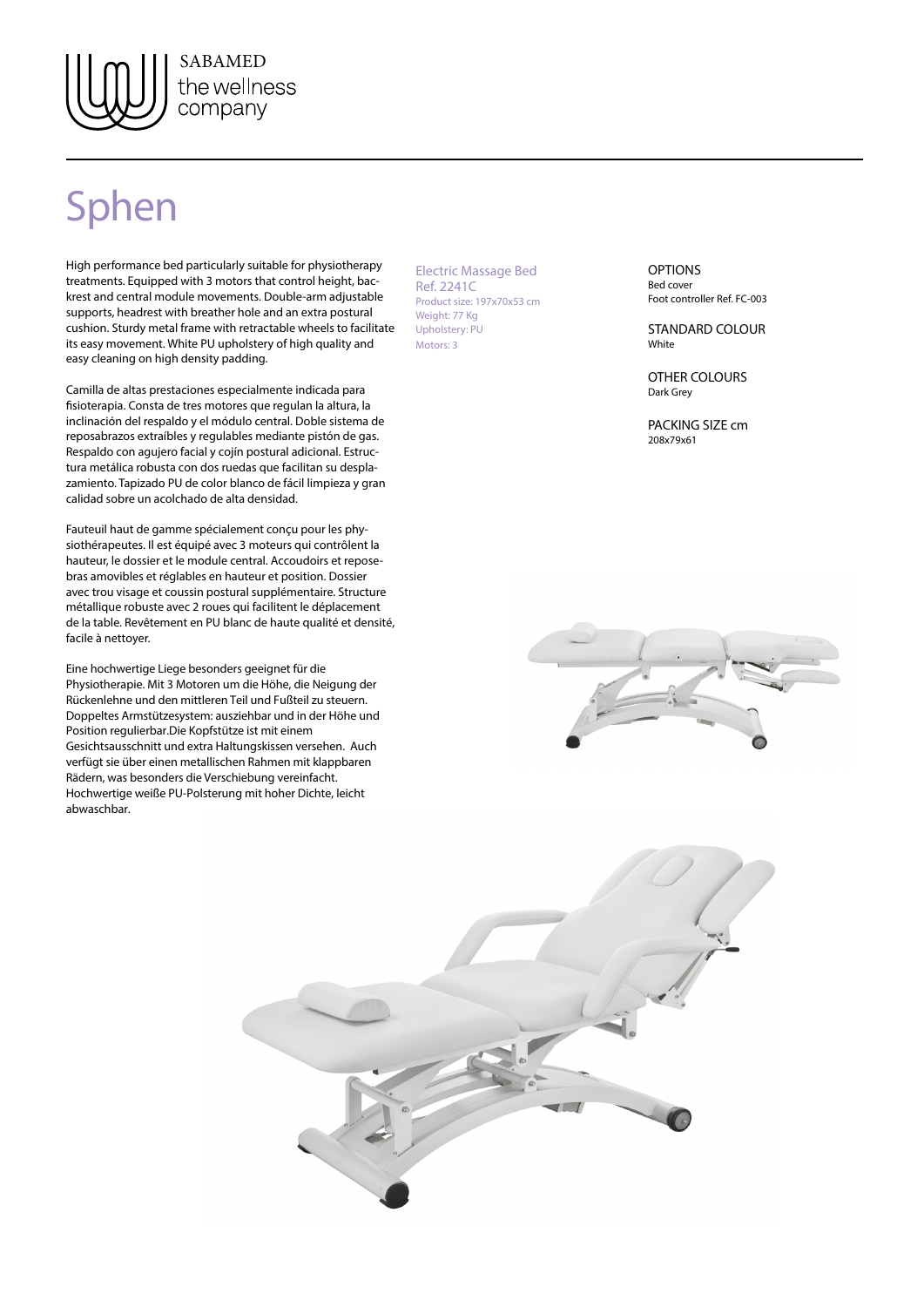SABAMED
the wellness company

# Sphen

High performance bed particularly suitable for physiotherapy treatments. Equipped with 3 motors that control height, backrest and central module movements. Double-arm adjustable supports, headrest with breather hole and an extra postural cushion. Sturdy metal frame with retractable wheels to facilitate its easy movement. White PU upholstery of high quality and easy cleaning on high density padding.

Camilla de altas prestaciones especialmente indicada para fisioterapia. Consta de tres motores que regulan la altura, la inclinación del respaldo y el módulo central. Doble sistema de reposabrazos extraíbles y regulables mediante pistón de gas. Respaldo con agujero facial y cojín postural adicional. Estructura metálica robusta con dos ruedas que facilitan su desplazamiento. Tapizado PU de color blanco de fácil limpieza y gran calidad sobre un acolchado de alta densidad.

Fauteuil haut de gamme spécialement conçu pour les physiothérapeutes. Il est équipé avec 3 moteurs qui contrôlent la hauteur, le dossier et le module central. Accoudoirs et reposebras amovibles et réglables en hauteur et position. Dossier avec trou visage et coussin postural supplémentaire. Structure métallique robuste avec 2 roues qui facilitent le déplacement de la table. Revêtement en PU blanc de haute qualité et densité, facile à nettoyer.

Eine hochwertige Liege besonders geeignet für die Physiotherapie. Mit 3 Motoren um die Höhe, die Neigung der Rückenlehne und den mittleren Teil und Fußteil zu steuern. Doppeltes Armstützesystem: ausziehbar und in der Höhe und Position regulierbar.Die Kopfstütze ist mit einem Gesichtsausschnitt und extra Haltungskissen versehen. Auch verfügt sie über einen metallischen Rahmen mit klappbaren Rädern, was besonders die Verschiebung vereinfacht. Hochwertige weiße PU-Polsterung mit hoher Dichte, leicht abwaschbar.

Electric Massage Bed
Ref. 2241C
Product size: 197x70x53 cm
Weight: 77 Kg
Upholstery: PU
Motors: 3

OPTIONS
Bed cover
Foot controller Ref. FC-003

STANDARD COLOUR
White

OTHER COLOURS
Dark Grey

PACKING SIZE cm
208x79x61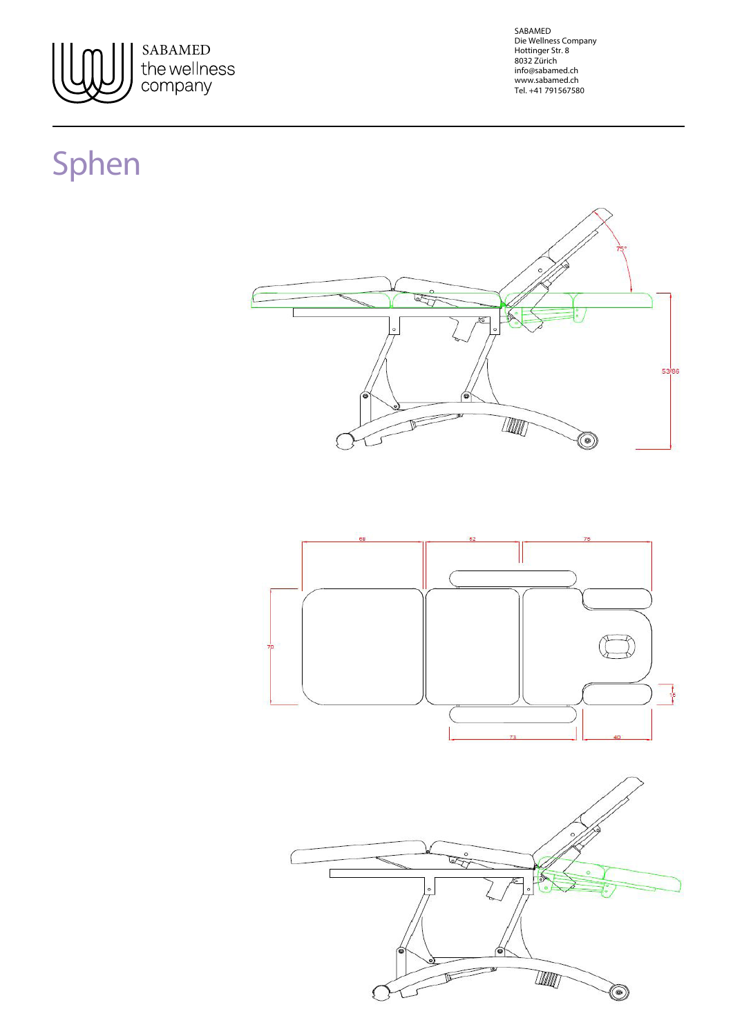# Sphen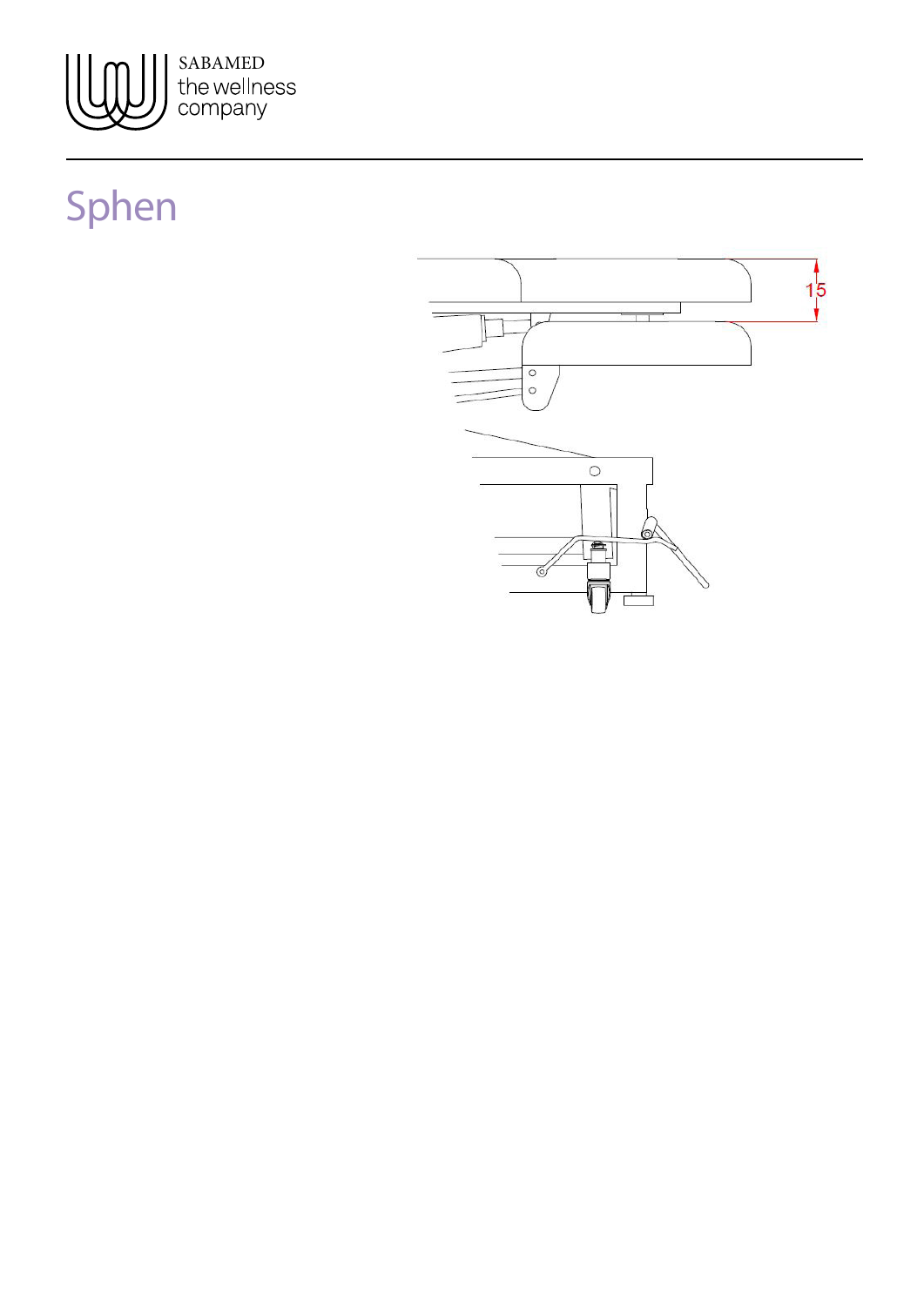# Sphen

15